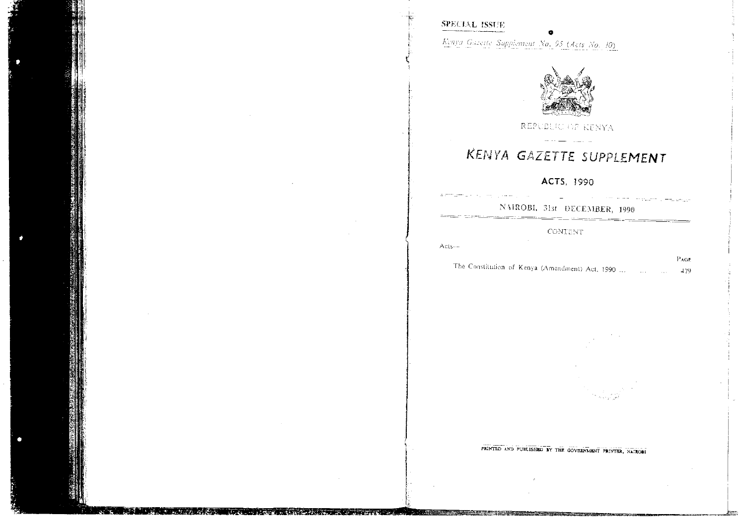SPECIAL ISSUE

*Kenya Gazette Supplement No. 95 (Acts No. 10)*

REPUBLIC OF KENYA

# KENYA GAZETTE SUPPLEMENT

## ACTS, 1990

NAIROBI, 31st DECEMBER, 1990

CONTENT

Acts—

| | PAGE |
|---|---|
| The Constitution of Kenya (Amendment) Act, 1990 ... ... ... | 479 |

PRINTED AND PUBLISHED BY THE GOVERNMENT PRINTER, NAIROBI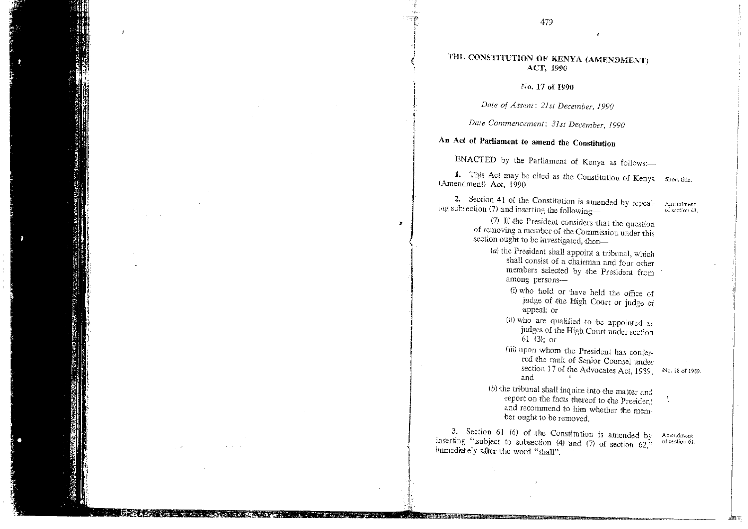# THE CONSTITUTION OF KENYA (AMENDMENT) ACT, 1990

## No. 17 of 1990

*Date of Assent: 21st December, 1990*

*Date Commencement: 31st December, 1990*

**An Act of Parliament to amend the Constitution**

ENACTED by the Parliament of Kenya as follows:—

**1.** This Act may be cited as the Constitution of Kenya (Amendment) Act, 1990. — Short title.

**2.** Section 41 of the Constitution is amended by repealing subsection (7) and inserting the following— — Amendment of section 41.

> (7) If the President considers that the question of removing a member of the Commission under this section ought to be investigated, then—
>
> (a) the President shall appoint a tribunal, which shall consist of a chairman and four other members selected by the President from among persons—
>
> > (i) who hold or have held the office of judge of the High Court or judge of appeal; or
> >
> > (ii) who are qualified to be appointed as judges of the High Court under section 61 (3); or
> >
> > (iii) upon whom the President has conferred the rank of Senior Counsel under section 17 of the Advocates Act, 1989; and — No. 18 of 1989.
>
> (b) the tribunal shall inquire into the matter and report on the facts thereof to the President and recommend to him whether the member ought to be removed.

**3.** Section 61 (6) of the Constitution is amended by inserting ",subject to subsection (4) and (7) of section 62," immediately after the word "shall". — Amendment of section 61.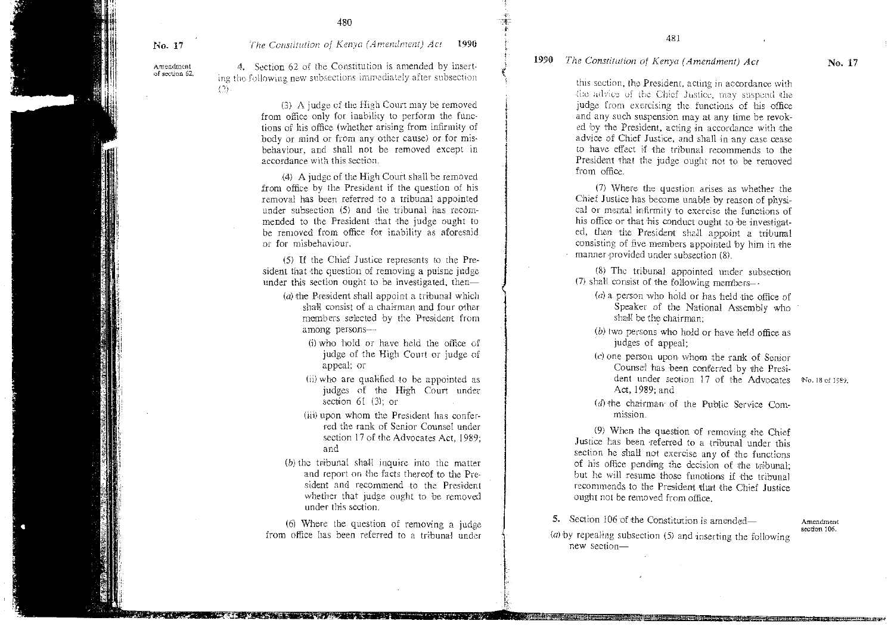Amendment of section 62.

4. Section 62 of the Constitution is amended by inserting the following new subsections immediately after subsection (2)—

(3) A judge of the High Court may be removed from office only for inability to perform the functions of his office (whether arising from infirmity of body or mind or from any other cause) or for misbehaviour, and shall not be removed except in accordance with this section.

(4) A judge of the High Court shall be removed from office by the President if the question of his removal has been referred to a tribunal appointed under subsection (5) and the tribunal has recommended to the President that the judge ought to be removed from office for inability as aforesaid or for misbehaviour.

(5) If the Chief Justice represents to the President that the question of removing a puisne judge under this section ought to be investigated, then—

(*a*) the President shall appoint a tribunal which shall consist of a chairman and four other members selected by the President from among persons—

(i) who hold or have held the office of judge of the High Court or judge of appeal; or

(ii) who are qualified to be appointed as judges of the High Court under section 61 (3); or

(iii) upon whom the President has conferred the rank of Senior Counsel under section 17 of the Advocates Act, 1989; and

(*b*) the tribunal shall inquire into the matter and report on the facts thereof to the President and recommend to the President whether that judge ought to be removed under this section.

(6) Where the question of removing a judge from office has been referred to a tribunal under this section, the President, acting in accordance with the advice of the Chief Justice, may suspend the judge from exercising the functions of his office and any such suspension may at any time be revoked by the President, acting in accordance with the advice of Chief Justice, and shall in any case cease to have effect if the tribunal recommends to the President that the judge ought not to be removed from office.

(7) Where the question arises as whether the Chief Justice has become unable by reason of physical or mental infirmity to exercise the functions of his office or that his conduct ought to be investigated, then the President shall appoint a tribunal consisting of five members appointed by him in the manner provided under subsection (8).

(8) The tribunal appointed under subsection (7) shall consist of the following members—

(*a*) a person who hold or has held the office of Speaker of the National Assembly who shall be the chairman;

(*b*) two persons who hold or have held office as judges of appeal;

(*c*) one person upon whom the rank of Senior Counsel has been conferred by the President under section 17 of the Advocates Act, 1989; and

No. 18 of 1989.

(*d*) the chairman of the Public Service Commission.

(9) When the question of removing the Chief Justice has been referred to a tribunal under this section he shall not exercise any of the functions of his office pending the decision of the tribunal; but he will resume those functions if the tribunal recommends to the President that the Chief Justice ought not be removed from office.

Amendment section 106.

5. Section 106 of the Constitution is amended—

(*a*) by repealing subsection (5) and inserting the following new section—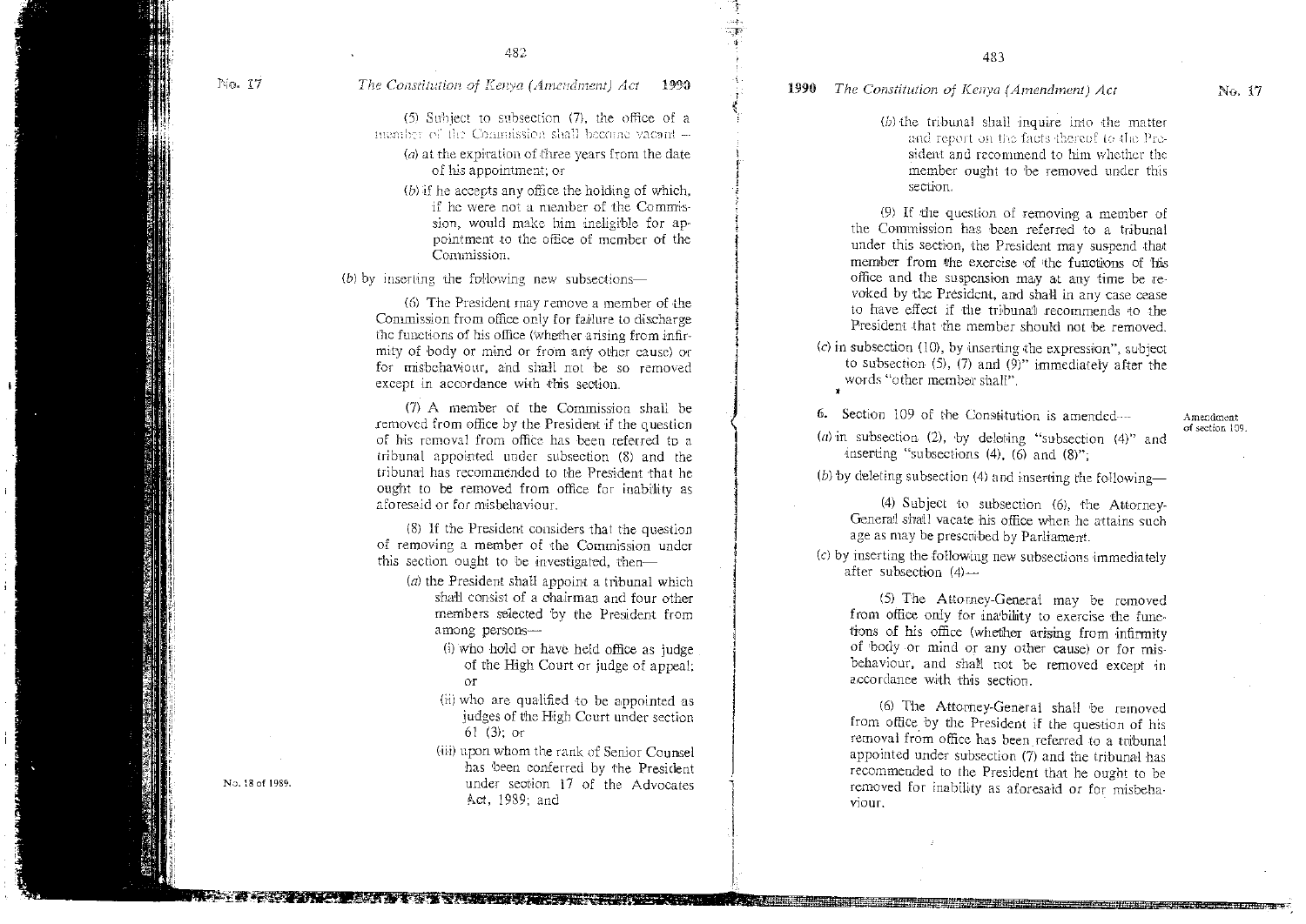(5) Subject to subsection (7), the office of a member of the Commission shall become vacant —

(a) at the expiration of three years from the date of his appointment; or

(b) if he accepts any office the holding of which, if he were not a member of the Commission, would make him ineligible for appointment to the office of member of the Commission.

(b) by inserting the following new subsections—

(6) The President may remove a member of the Commission from office only for failure to discharge the functions of his office (whether arising from infirmity of body or mind or from any other cause) or for misbehaviour, and shall not be so removed except in accordance with this section.

(7) A member of the Commission shall be removed from office by the President if the question of his removal from office has been referred to a tribunal appointed under subsection (8) and the tribunal has recommended to the President that he ought to be removed from office for inability as aforesaid or for misbehaviour.

(8) If the President considers that the question of removing a member of the Commission under this section ought to be investigated, then—

(a) the President shall appoint a tribunal which shall consist of a chairman and four other members selected by the President from among persons—

(i) who hold or have held office as judge of the High Court or judge of appeal; or

(ii) who are qualified to be appointed as judges of the High Court under section 61 (3); or

(iii) upon whom the rank of Senior Counsel has been conferred by the President under section 17 of the Advocates Act, 1989; and

No. 18 of 1989.

(b) the tribunal shall inquire into the matter and report on the facts thereof to the President and recommend to him whether the member ought to be removed under this section.

(9) If the question of removing a member of the Commission has been referred to a tribunal under this section, the President may suspend that member from the exercise of the functions of his office and the suspension may at any time be revoked by the President, and shall in any case cease to have effect if the tribunal recommends to the President that the member should not be removed.

(c) in subsection (10), by inserting the expression", subject to subsection (5), (7) and (9)" immediately after the words "other member shall".

6. Section 109 of the Constitution is amended—

Amendment of section 109.

(a) in subsection (2), by deleting "subsection (4)" and inserting "subsections (4), (6) and (8)";

(b) by deleting subsection (4) and inserting the following—

(4) Subject to subsection (6), the Attorney-General shall vacate his office when he attains such age as may be prescribed by Parliament.

(c) by inserting the following new subsections immediately after subsection (4)—

(5) The Attorney-General may be removed from office only for inability to exercise the functions of his office (whether arising from infirmity of body or mind or any other cause) or for misbehaviour, and shall not be removed except in accordance with this section.

(6) The Attorney-General shall be removed from office by the President if the question of his removal from office has been referred to a tribunal appointed under subsection (7) and the tribunal has recommended to the President that he ought to be removed for inability as aforesaid or for misbehaviour.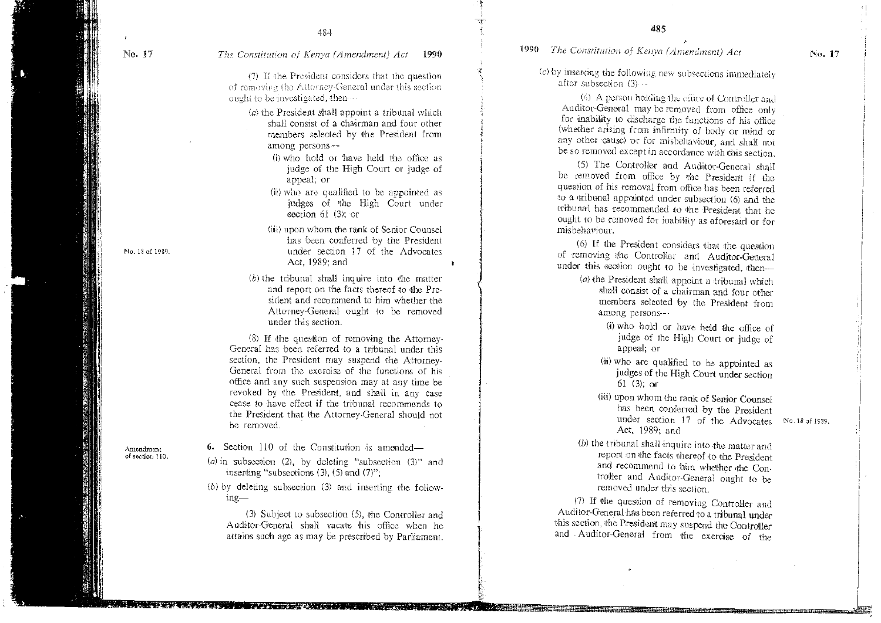(7) If the President considers that the question of removing the Attorney-General under this section ought to be investigated, then—

(a) the President shall appoint a tribunal which shall consist of a chairman and four other members selected by the President from among persons—

(i) who hold or have held the office as judge of the High Court or judge of appeal; or

(ii) who are qualified to be appointed as judges of the High Court under section 61 (3); or

(iii) upon whom the rank of Senior Counsel has been conferred by the President under section 17 of the Advocates Act, 1989; and

No. 18 of 1989.

(b) the tribunal shall inquire into the matter and report on the facts thereof to the President and recommend to him whether the Attorney-General ought to be removed under this section.

(8) If the question of removing the Attorney-General has been referred to a tribunal under this section, the President may suspend the Attorney-General from the exercise of the functions of his office and any such suspension may at any time be revoked by the President, and shall in any case cease to have effect if the tribunal recommends to the President that the Attorney-General should not be removed.

Amendment of section 110.

**6.** Section 110 of the Constitution is amended—

(a) in subsection (2), by deleting "subsection (3)" and inserting "subsections (3), (5) and (7)";

(b) by deleting subsection (3) and inserting the following—

(3) Subject to subsection (5), the Controller and Auditor-General shall vacate his office when he attains such age as may be prescribed by Parliament.

(c) by inserting the following new subsections immediately after subsection (3)—

(4) A person holding the office of Controller and Auditor-General may be removed from office only for inability to discharge the functions of his office (whether arising from infirmity of body or mind or any other cause) or for misbehaviour, and shall not be so removed except in accordance with this section.

(5) The Controller and Auditor-General shall be removed from office by the President if the question of his removal from office has been referred to a tribunal appointed under subsection (6) and the tribunal has recommended to the President that he ought to be removed for inability as aforesaid or for misbehaviour.

(6) If the President considers that the question of removing the Controller and Auditor-General under this section ought to be investigated, then—

(a) the President shall appoint a tribunal which shall consist of a chairman and four other members selected by the President from among persons—

(i) who hold or have held the office of judge of the High Court or judge of appeal; or

(ii) who are qualified to be appointed as judges of the High Court under section 61 (3); or

(iii) upon whom the rank of Senior Counsel has been conferred by the President under section 17 of the Advocates Act, 1989; and

No. 18 of 1989.

(b) the tribunal shall inquire into the matter and report on the facts thereof to the President and recommend to him whether the Controller and Auditor-General ought to be removed under this section.

(7) If the question of removing Controller and Auditor-General has been referred to a tribunal under this section, the President may suspend the Controller and Auditor-General from the exercise of the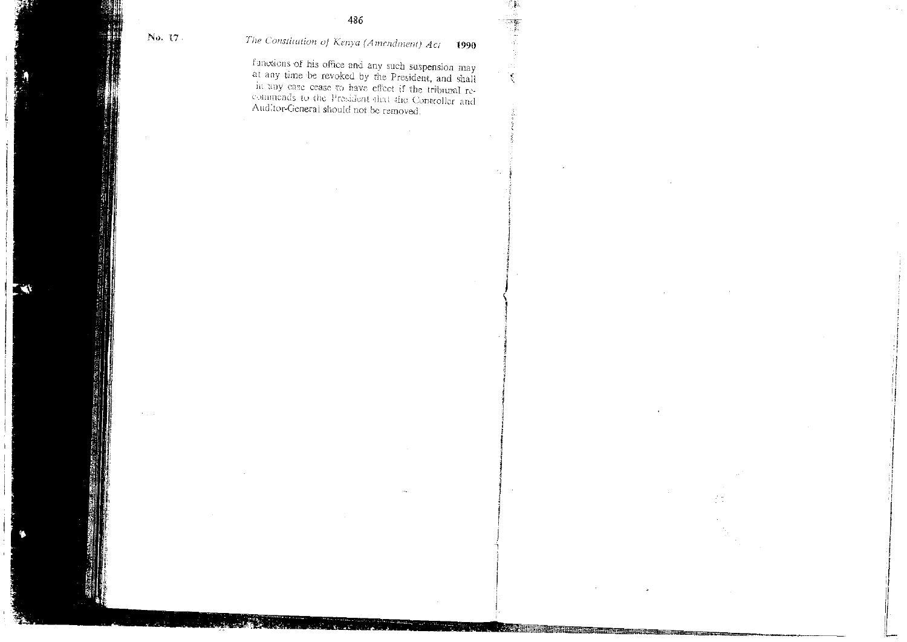functions of his office and any such suspension may at any time be revoked by the President, and shall in any case cease to have effect if the tribunal recommends to the President that the Controller and Auditor-General should not be removed.